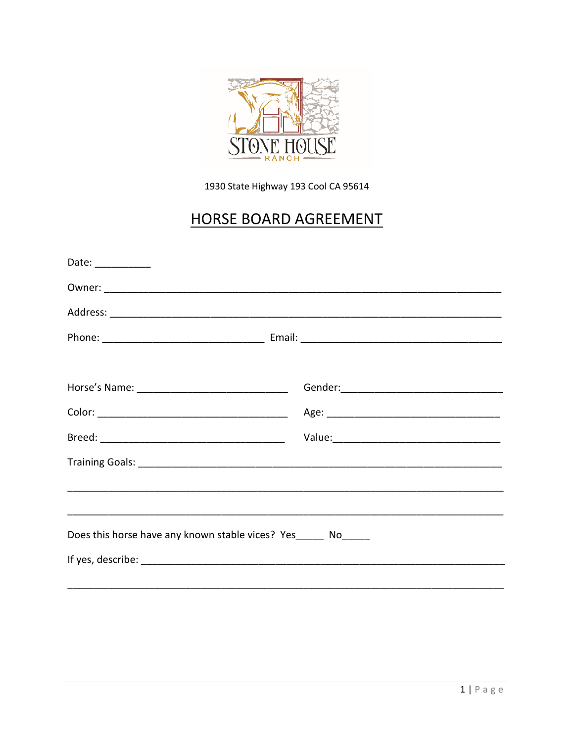1930 State Highway 193 Cool CA 95614

# HORSE BOARD AGREEMENT

Date: __________

Owner: ______________________________________________________________________

Address: _____________________________________________________________________

Phone: _____________________________ Email: ____________________________________

Horse's Name: ___________________________ Gender:_____________________________

Color: ___________________________________ Age: _______________________________

Breed: __________________________________ Value:______________________________

Training Goals: _______________________________________________________________

_____________________________________________________________________________

_____________________________________________________________________________

Does this horse have any known stable vices? Yes_____ No_____

If yes, describe: _______________________________________________________________

_____________________________________________________________________________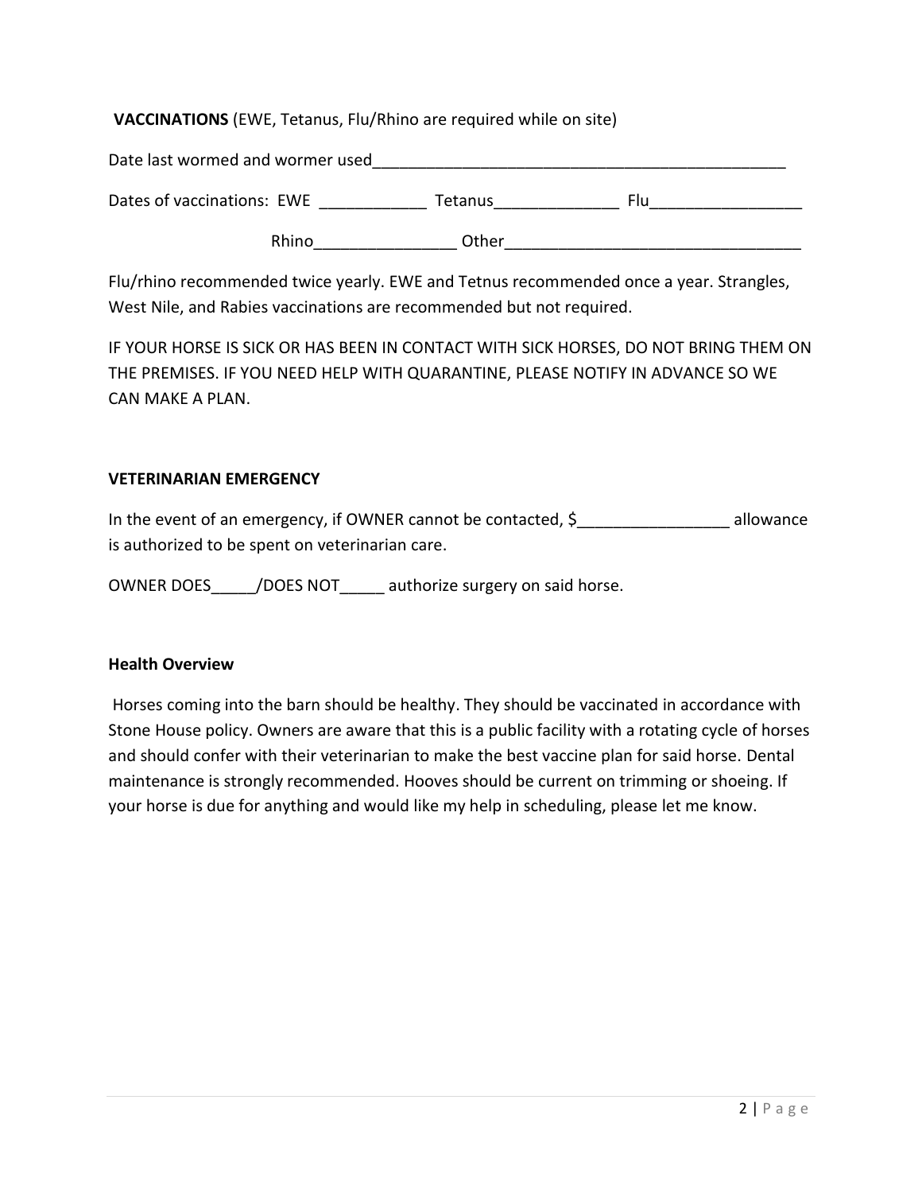**VACCINATIONS** (EWE, Tetanus, Flu/Rhino are required while on site)

Date last wormed and wormer used_______________________________________________

Dates of vaccinations: EWE ____________ Tetanus______________ Flu_________________

Rhino________________ Other_________________________________

Flu/rhino recommended twice yearly. EWE and Tetnus recommended once a year. Strangles, West Nile, and Rabies vaccinations are recommended but not required.

IF YOUR HORSE IS SICK OR HAS BEEN IN CONTACT WITH SICK HORSES, DO NOT BRING THEM ON THE PREMISES. IF YOU NEED HELP WITH QUARANTINE, PLEASE NOTIFY IN ADVANCE SO WE CAN MAKE A PLAN.

**VETERINARIAN EMERGENCY**

In the event of an emergency, if OWNER cannot be contacted, $_________________ allowance is authorized to be spent on veterinarian care.

OWNER DOES_____/DOES NOT_____ authorize surgery on said horse.

**Health Overview**

Horses coming into the barn should be healthy. They should be vaccinated in accordance with Stone House policy. Owners are aware that this is a public facility with a rotating cycle of horses and should confer with their veterinarian to make the best vaccine plan for said horse. Dental maintenance is strongly recommended. Hooves should be current on trimming or shoeing. If your horse is due for anything and would like my help in scheduling, please let me know.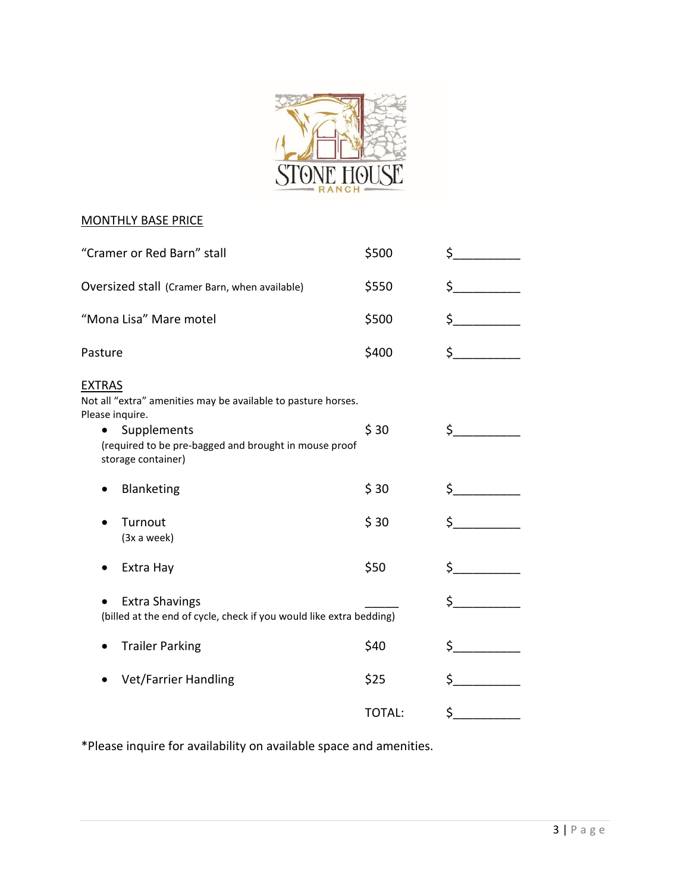STONE HOUSE RANCH

## MONTHLY BASE PRICE

| | | |
|---|---|---|
| "Cramer or Red Barn" stall | $500 | $__________ |
| Oversized stall (Cramer Barn, when available) | $550 | $__________ |
| "Mona Lisa" Mare motel | $500 | $__________ |
| Pasture | $400 | $__________ |

## EXTRAS

Not all "extra" amenities may be available to pasture horses.
Please inquire.

| | | |
|---|---|---|
| • Supplements (required to be pre-bagged and brought in mouse proof storage container) | $ 30 | $__________ |
| • Blanketing | $ 30 | $__________ |
| • Turnout (3x a week) | $ 30 | $__________ |
| • Extra Hay | $50 | $__________ |
| • Extra Shavings (billed at the end of cycle, check if you would like extra bedding) | _____ | $__________ |
| • Trailer Parking | $40 | $__________ |
| • Vet/Farrier Handling | $25 | $__________ |
| | TOTAL: | $__________ |

*Please inquire for availability on available space and amenities.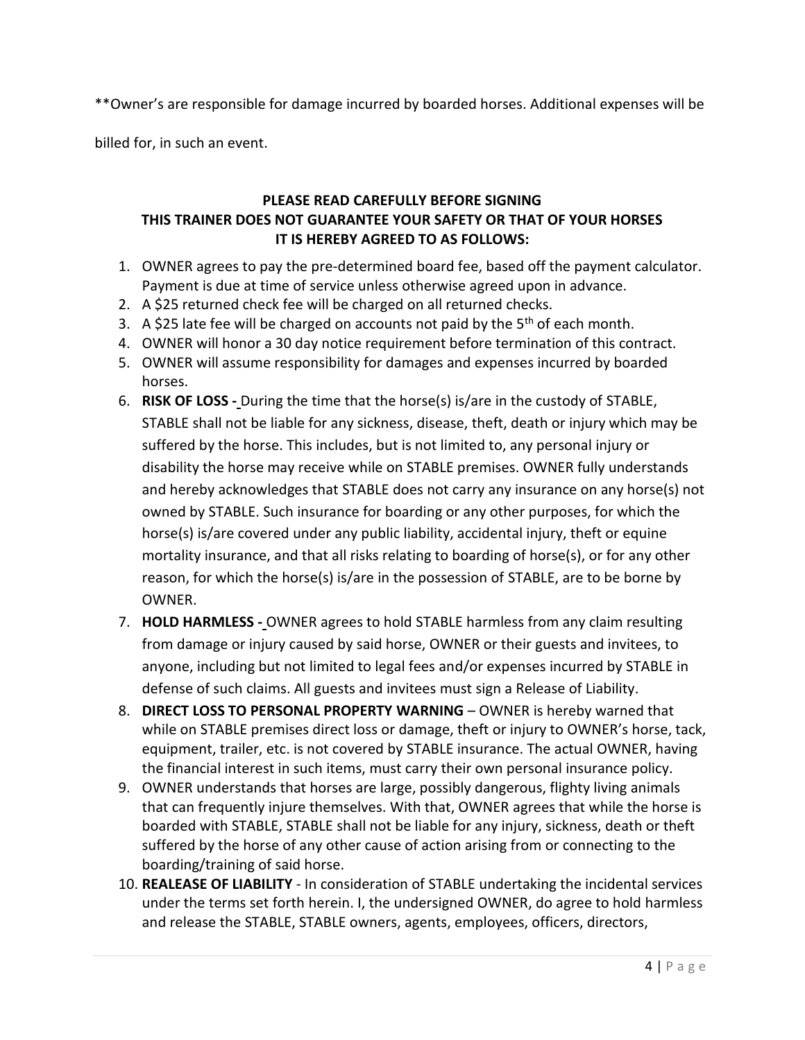**Owner's are responsible for damage incurred by boarded horses. Additional expenses will be billed for, in such an event.

**PLEASE READ CAREFULLY BEFORE SIGNING**
**THIS TRAINER DOES NOT GUARANTEE YOUR SAFETY OR THAT OF YOUR HORSES**
**IT IS HEREBY AGREED TO AS FOLLOWS:**

1. OWNER agrees to pay the pre-determined board fee, based off the payment calculator. Payment is due at time of service unless otherwise agreed upon in advance.
2. A $25 returned check fee will be charged on all returned checks.
3. A $25 late fee will be charged on accounts not paid by the 5th of each month.
4. OWNER will honor a 30 day notice requirement before termination of this contract.
5. OWNER will assume responsibility for damages and expenses incurred by boarded horses.
6. **RISK OF LOSS -** During the time that the horse(s) is/are in the custody of STABLE, STABLE shall not be liable for any sickness, disease, theft, death or injury which may be suffered by the horse. This includes, but is not limited to, any personal injury or disability the horse may receive while on STABLE premises. OWNER fully understands and hereby acknowledges that STABLE does not carry any insurance on any horse(s) not owned by STABLE. Such insurance for boarding or any other purposes, for which the horse(s) is/are covered under any public liability, accidental injury, theft or equine mortality insurance, and that all risks relating to boarding of horse(s), or for any other reason, for which the horse(s) is/are in the possession of STABLE, are to be borne by OWNER.
7. **HOLD HARMLESS -** OWNER agrees to hold STABLE harmless from any claim resulting from damage or injury caused by said horse, OWNER or their guests and invitees, to anyone, including but not limited to legal fees and/or expenses incurred by STABLE in defense of such claims. All guests and invitees must sign a Release of Liability.
8. **DIRECT LOSS TO PERSONAL PROPERTY WARNING** – OWNER is hereby warned that while on STABLE premises direct loss or damage, theft or injury to OWNER's horse, tack, equipment, trailer, etc. is not covered by STABLE insurance. The actual OWNER, having the financial interest in such items, must carry their own personal insurance policy.
9. OWNER understands that horses are large, possibly dangerous, flighty living animals that can frequently injure themselves. With that, OWNER agrees that while the horse is boarded with STABLE, STABLE shall not be liable for any injury, sickness, death or theft suffered by the horse of any other cause of action arising from or connecting to the boarding/training of said horse.
10. **REALEASE OF LIABILITY** - In consideration of STABLE undertaking the incidental services under the terms set forth herein. I, the undersigned OWNER, do agree to hold harmless and release the STABLE, STABLE owners, agents, employees, officers, directors,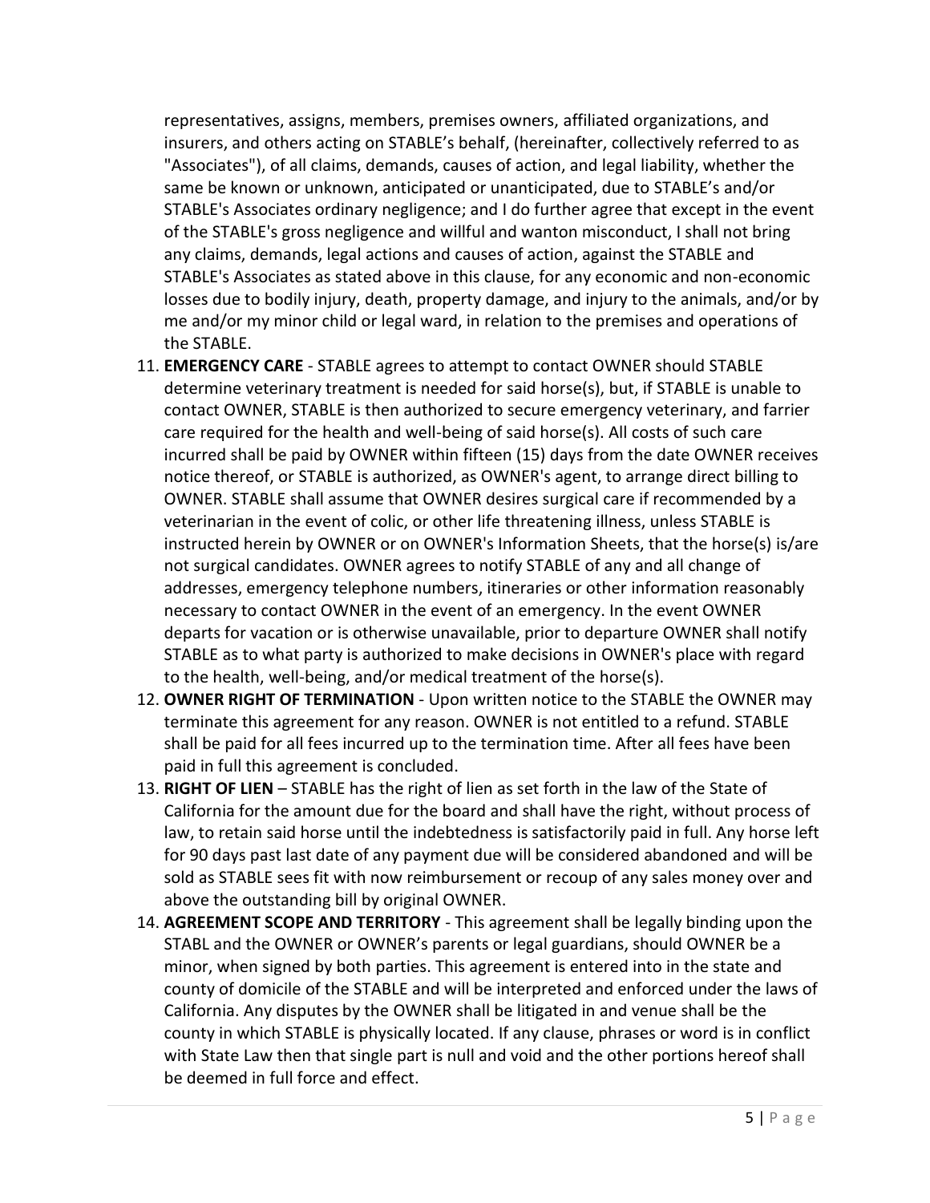representatives, assigns, members, premises owners, affiliated organizations, and insurers, and others acting on STABLE's behalf, (hereinafter, collectively referred to as "Associates"), of all claims, demands, causes of action, and legal liability, whether the same be known or unknown, anticipated or unanticipated, due to STABLE's and/or STABLE's Associates ordinary negligence; and I do further agree that except in the event of the STABLE's gross negligence and willful and wanton misconduct, I shall not bring any claims, demands, legal actions and causes of action, against the STABLE and STABLE's Associates as stated above in this clause, for any economic and non-economic losses due to bodily injury, death, property damage, and injury to the animals, and/or by me and/or my minor child or legal ward, in relation to the premises and operations of the STABLE.

11. **EMERGENCY CARE** - STABLE agrees to attempt to contact OWNER should STABLE determine veterinary treatment is needed for said horse(s), but, if STABLE is unable to contact OWNER, STABLE is then authorized to secure emergency veterinary, and farrier care required for the health and well-being of said horse(s). All costs of such care incurred shall be paid by OWNER within fifteen (15) days from the date OWNER receives notice thereof, or STABLE is authorized, as OWNER's agent, to arrange direct billing to OWNER. STABLE shall assume that OWNER desires surgical care if recommended by a veterinarian in the event of colic, or other life threatening illness, unless STABLE is instructed herein by OWNER or on OWNER's Information Sheets, that the horse(s) is/are not surgical candidates. OWNER agrees to notify STABLE of any and all change of addresses, emergency telephone numbers, itineraries or other information reasonably necessary to contact OWNER in the event of an emergency. In the event OWNER departs for vacation or is otherwise unavailable, prior to departure OWNER shall notify STABLE as to what party is authorized to make decisions in OWNER's place with regard to the health, well-being, and/or medical treatment of the horse(s).
12. **OWNER RIGHT OF TERMINATION** - Upon written notice to the STABLE the OWNER may terminate this agreement for any reason. OWNER is not entitled to a refund. STABLE shall be paid for all fees incurred up to the termination time. After all fees have been paid in full this agreement is concluded.
13. **RIGHT OF LIEN** – STABLE has the right of lien as set forth in the law of the State of California for the amount due for the board and shall have the right, without process of law, to retain said horse until the indebtedness is satisfactorily paid in full. Any horse left for 90 days past last date of any payment due will be considered abandoned and will be sold as STABLE sees fit with now reimbursement or recoup of any sales money over and above the outstanding bill by original OWNER.
14. **AGREEMENT SCOPE AND TERRITORY** - This agreement shall be legally binding upon the STABL and the OWNER or OWNER's parents or legal guardians, should OWNER be a minor, when signed by both parties. This agreement is entered into in the state and county of domicile of the STABLE and will be interpreted and enforced under the laws of California. Any disputes by the OWNER shall be litigated in and venue shall be the county in which STABLE is physically located. If any clause, phrases or word is in conflict with State Law then that single part is null and void and the other portions hereof shall be deemed in full force and effect.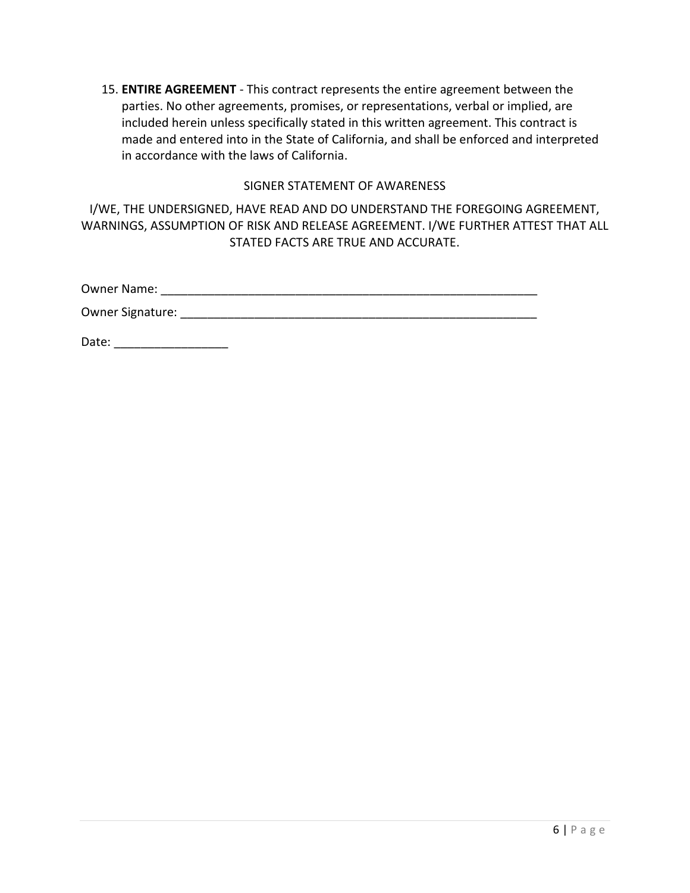15. **ENTIRE AGREEMENT** - This contract represents the entire agreement between the parties. No other agreements, promises, or representations, verbal or implied, are included herein unless specifically stated in this written agreement. This contract is made and entered into in the State of California, and shall be enforced and interpreted in accordance with the laws of California.

SIGNER STATEMENT OF AWARENESS

I/WE, THE UNDERSIGNED, HAVE READ AND DO UNDERSTAND THE FOREGOING AGREEMENT, WARNINGS, ASSUMPTION OF RISK AND RELEASE AGREEMENT. I/WE FURTHER ATTEST THAT ALL STATED FACTS ARE TRUE AND ACCURATE.

Owner Name: ___________________________________________________________

Owner Signature: _______________________________________________________

Date: _________________